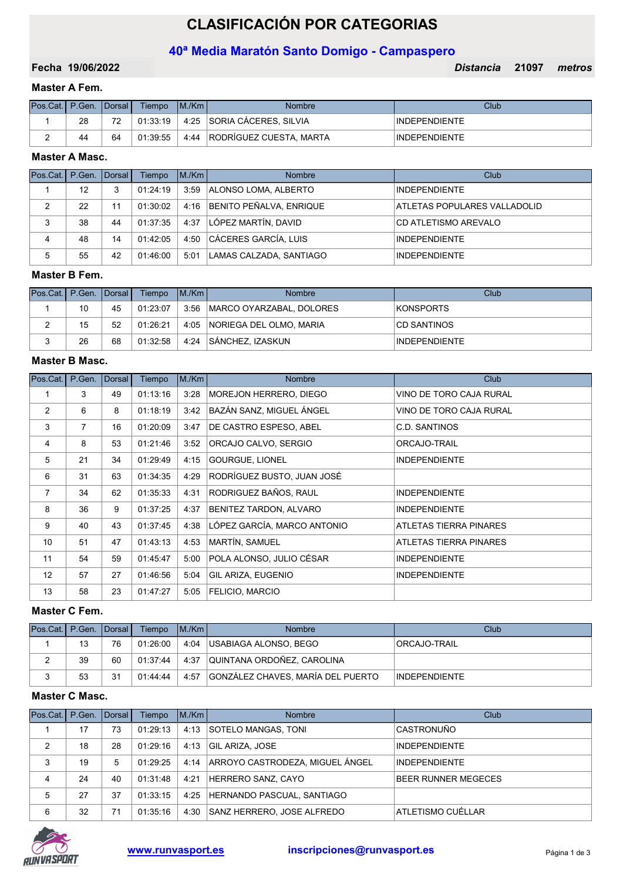# CLASIFICACIÓN POR CATEGORIAS

## 40ª Media Maratón Santo Domigo - Campaspero

**Fecha 19/06/2022** — ***Distancia* 21097 *metros***

### Master A Fem.

| Pos.Cat. | P.Gen. | Dorsal | Tiempo | M./Km | Nombre | Club |
|---|---|---|---|---|---|---|
| 1 | 28 | 72 | 01:33:19 | 4:25 | SORIA CÁCERES, SILVIA | INDEPENDIENTE |
| 2 | 44 | 64 | 01:39:55 | 4:44 | RODRÍGUEZ CUESTA, MARTA | INDEPENDIENTE |

### Master A Masc.

| Pos.Cat. | P.Gen. | Dorsal | Tiempo | M./Km | Nombre | Club |
|---|---|---|---|---|---|---|
| 1 | 12 | 3 | 01:24:19 | 3:59 | ALONSO LOMA, ALBERTO | INDEPENDIENTE |
| 2 | 22 | 11 | 01:30:02 | 4:16 | BENITO PEÑALVA, ENRIQUE | ATLETAS POPULARES VALLADOLID |
| 3 | 38 | 44 | 01:37:35 | 4:37 | LÓPEZ MARTÍN, DAVID | CD ATLETISMO AREVALO |
| 4 | 48 | 14 | 01:42:05 | 4:50 | CÁCERES GARCÍA, LUIS | INDEPENDIENTE |
| 5 | 55 | 42 | 01:46:00 | 5:01 | LAMAS CALZADA, SANTIAGO | INDEPENDIENTE |

### Master B Fem.

| Pos.Cat. | P.Gen. | Dorsal | Tiempo | M./Km | Nombre | Club |
|---|---|---|---|---|---|---|
| 1 | 10 | 45 | 01:23:07 | 3:56 | MARCO OYARZABAL, DOLORES | KONSPORTS |
| 2 | 15 | 52 | 01:26:21 | 4:05 | NORIEGA DEL OLMO, MARIA | CD SANTINOS |
| 3 | 26 | 68 | 01:32:58 | 4:24 | SÁNCHEZ, IZASKUN | INDEPENDIENTE |

### Master B Masc.

| Pos.Cat. | P.Gen. | Dorsal | Tiempo | M./Km | Nombre | Club |
|---|---|---|---|---|---|---|
| 1 | 3 | 49 | 01:13:16 | 3:28 | MOREJON HERRERO, DIEGO | VINO DE TORO CAJA RURAL |
| 2 | 6 | 8 | 01:18:19 | 3:42 | BAZÁN SANZ, MIGUEL ÁNGEL | VINO DE TORO CAJA RURAL |
| 3 | 7 | 16 | 01:20:09 | 3:47 | DE CASTRO ESPESO, ABEL | C.D. SANTINOS |
| 4 | 8 | 53 | 01:21:46 | 3:52 | ORCAJO CALVO, SERGIO | ORCAJO-TRAIL |
| 5 | 21 | 34 | 01:29:49 | 4:15 | GOURGUE, LIONEL | INDEPENDIENTE |
| 6 | 31 | 63 | 01:34:35 | 4:29 | RODRÍGUEZ BUSTO, JUAN JOSÉ | |
| 7 | 34 | 62 | 01:35:33 | 4:31 | RODRIGUEZ BAÑOS, RAUL | INDEPENDIENTE |
| 8 | 36 | 9 | 01:37:25 | 4:37 | BENITEZ TARDON, ALVARO | INDEPENDIENTE |
| 9 | 40 | 43 | 01:37:45 | 4:38 | LÓPEZ GARCÍA, MARCO ANTONIO | ATLETAS TIERRA PINARES |
| 10 | 51 | 47 | 01:43:13 | 4:53 | MARTÍN, SAMUEL | ATLETAS TIERRA PINARES |
| 11 | 54 | 59 | 01:45:47 | 5:00 | POLA ALONSO, JULIO CÉSAR | INDEPENDIENTE |
| 12 | 57 | 27 | 01:46:56 | 5:04 | GIL ARIZA, EUGENIO | INDEPENDIENTE |
| 13 | 58 | 23 | 01:47:27 | 5:05 | FELICIO, MARCIO | |

### Master C Fem.

| Pos.Cat. | P.Gen. | Dorsal | Tiempo | M./Km | Nombre | Club |
|---|---|---|---|---|---|---|
| 1 | 13 | 76 | 01:26:00 | 4:04 | USABIAGA ALONSO, BEGO | ORCAJO-TRAIL |
| 2 | 39 | 60 | 01:37:44 | 4:37 | QUINTANA ORDOÑEZ, CAROLINA | |
| 3 | 53 | 31 | 01:44:44 | 4:57 | GONZÁLEZ CHAVES, MARÍA DEL PUERTO | INDEPENDIENTE |

### Master C Masc.

| Pos.Cat. | P.Gen. | Dorsal | Tiempo | M./Km | Nombre | Club |
|---|---|---|---|---|---|---|
| 1 | 17 | 73 | 01:29:13 | 4:13 | SOTELO MANGAS, TONI | CASTRONUÑO |
| 2 | 18 | 28 | 01:29:16 | 4:13 | GIL ARIZA, JOSE | INDEPENDIENTE |
| 3 | 19 | 5 | 01:29:25 | 4:14 | ARROYO CASTRODEZA, MIGUEL ÁNGEL | INDEPENDIENTE |
| 4 | 24 | 40 | 01:31:48 | 4:21 | HERRERO SANZ, CAYO | BEER RUNNER MEGECES |
| 5 | 27 | 37 | 01:33:15 | 4:25 | HERNANDO PASCUAL, SANTIAGO | |
| 6 | 32 | 71 | 01:35:16 | 4:30 | SANZ HERRERO, JOSE ALFREDO | ATLETISMO CUÉLLAR |

www.runvasport.es inscripciones@runvasport.es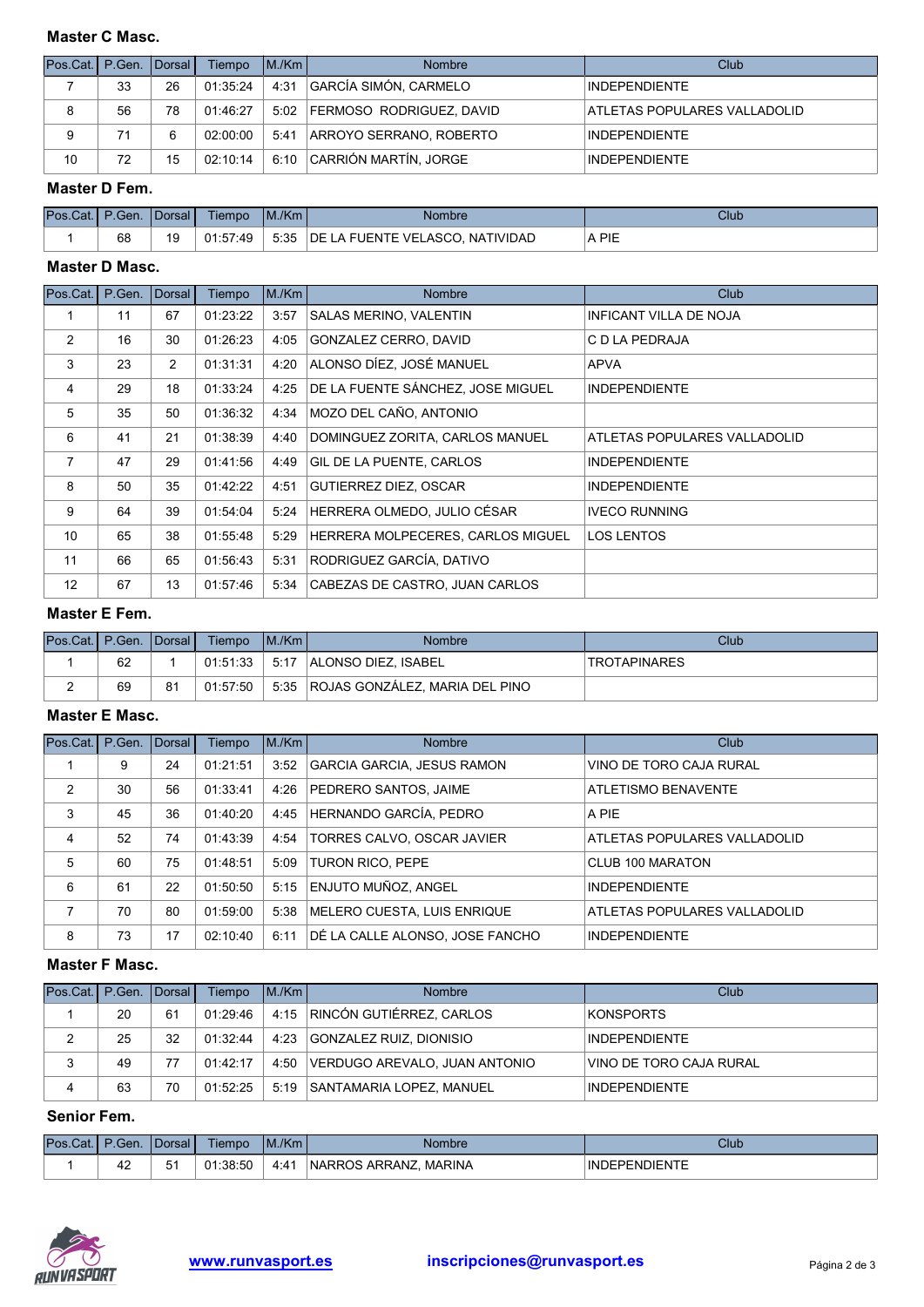**Master C Masc.**

| Pos.Cat. | P.Gen. | Dorsal | Tiempo | M./Km | Nombre | Club |
|---|---|---|---|---|---|---|
| 7 | 33 | 26 | 01:35:24 | 4:31 | GARCÍA SIMÓN, CARMELO | INDEPENDIENTE |
| 8 | 56 | 78 | 01:46:27 | 5:02 | FERMOSO RODRIGUEZ, DAVID | ATLETAS POPULARES VALLADOLID |
| 9 | 71 | 6 | 02:00:00 | 5:41 | ARROYO SERRANO, ROBERTO | INDEPENDIENTE |
| 10 | 72 | 15 | 02:10:14 | 6:10 | CARRIÓN MARTÍN, JORGE | INDEPENDIENTE |

**Master D Fem.**

| Pos.Cat. | P.Gen. | Dorsal | Tiempo | M./Km | Nombre | Club |
|---|---|---|---|---|---|---|
| 1 | 68 | 19 | 01:57:49 | 5:35 | DE LA FUENTE VELASCO, NATIVIDAD | A PIE |

**Master D Masc.**

| Pos.Cat. | P.Gen. | Dorsal | Tiempo | M./Km | Nombre | Club |
|---|---|---|---|---|---|---|
| 1 | 11 | 67 | 01:23:22 | 3:57 | SALAS MERINO, VALENTIN | INFICANT VILLA DE NOJA |
| 2 | 16 | 30 | 01:26:23 | 4:05 | GONZALEZ CERRO, DAVID | C D LA PEDRAJA |
| 3 | 23 | 2 | 01:31:31 | 4:20 | ALONSO DÍEZ, JOSÉ MANUEL | APVA |
| 4 | 29 | 18 | 01:33:24 | 4:25 | DE LA FUENTE SÁNCHEZ, JOSE MIGUEL | INDEPENDIENTE |
| 5 | 35 | 50 | 01:36:32 | 4:34 | MOZO DEL CAÑO, ANTONIO | |
| 6 | 41 | 21 | 01:38:39 | 4:40 | DOMINGUEZ ZORITA, CARLOS MANUEL | ATLETAS POPULARES VALLADOLID |
| 7 | 47 | 29 | 01:41:56 | 4:49 | GIL DE LA PUENTE, CARLOS | INDEPENDIENTE |
| 8 | 50 | 35 | 01:42:22 | 4:51 | GUTIERREZ DIEZ, OSCAR | INDEPENDIENTE |
| 9 | 64 | 39 | 01:54:04 | 5:24 | HERRERA OLMEDO, JULIO CÉSAR | IVECO RUNNING |
| 10 | 65 | 38 | 01:55:48 | 5:29 | HERRERA MOLPECERES, CARLOS MIGUEL | LOS LENTOS |
| 11 | 66 | 65 | 01:56:43 | 5:31 | RODRIGUEZ GARCÍA, DATIVO | |
| 12 | 67 | 13 | 01:57:46 | 5:34 | CABEZAS DE CASTRO, JUAN CARLOS | |

**Master E Fem.**

| Pos.Cat. | P.Gen. | Dorsal | Tiempo | M./Km | Nombre | Club |
|---|---|---|---|---|---|---|
| 1 | 62 | 1 | 01:51:33 | 5:17 | ALONSO DIEZ, ISABEL | TROTAPINARES |
| 2 | 69 | 81 | 01:57:50 | 5:35 | ROJAS GONZÁLEZ, MARIA DEL PINO | |

**Master E Masc.**

| Pos.Cat. | P.Gen. | Dorsal | Tiempo | M./Km | Nombre | Club |
|---|---|---|---|---|---|---|
| 1 | 9 | 24 | 01:21:51 | 3:52 | GARCIA GARCIA, JESUS RAMON | VINO DE TORO CAJA RURAL |
| 2 | 30 | 56 | 01:33:41 | 4:26 | PEDRERO SANTOS, JAIME | ATLETISMO BENAVENTE |
| 3 | 45 | 36 | 01:40:20 | 4:45 | HERNANDO GARCÍA, PEDRO | A PIE |
| 4 | 52 | 74 | 01:43:39 | 4:54 | TORRES CALVO, OSCAR JAVIER | ATLETAS POPULARES VALLADOLID |
| 5 | 60 | 75 | 01:48:51 | 5:09 | TURON RICO, PEPE | CLUB 100 MARATON |
| 6 | 61 | 22 | 01:50:50 | 5:15 | ENJUTO MUÑOZ, ANGEL | INDEPENDIENTE |
| 7 | 70 | 80 | 01:59:00 | 5:38 | MELERO CUESTA, LUIS ENRIQUE | ATLETAS POPULARES VALLADOLID |
| 8 | 73 | 17 | 02:10:40 | 6:11 | DÉ LA CALLE ALONSO, JOSE FANCHO | INDEPENDIENTE |

**Master F Masc.**

| Pos.Cat. | P.Gen. | Dorsal | Tiempo | M./Km | Nombre | Club |
|---|---|---|---|---|---|---|
| 1 | 20 | 61 | 01:29:46 | 4:15 | RINCÓN GUTIÉRREZ, CARLOS | KONSPORTS |
| 2 | 25 | 32 | 01:32:44 | 4:23 | GONZALEZ RUIZ, DIONISIO | INDEPENDIENTE |
| 3 | 49 | 77 | 01:42:17 | 4:50 | VERDUGO AREVALO, JUAN ANTONIO | VINO DE TORO CAJA RURAL |
| 4 | 63 | 70 | 01:52:25 | 5:19 | SANTAMARIA LOPEZ, MANUEL | INDEPENDIENTE |

**Senior Fem.**

| Pos.Cat. | P.Gen. | Dorsal | Tiempo | M./Km | Nombre | Club |
|---|---|---|---|---|---|---|
| 1 | 42 | 51 | 01:38:50 | 4:41 | NARROS ARRANZ, MARINA | INDEPENDIENTE |

www.runvasport.es inscripciones@runvasport.es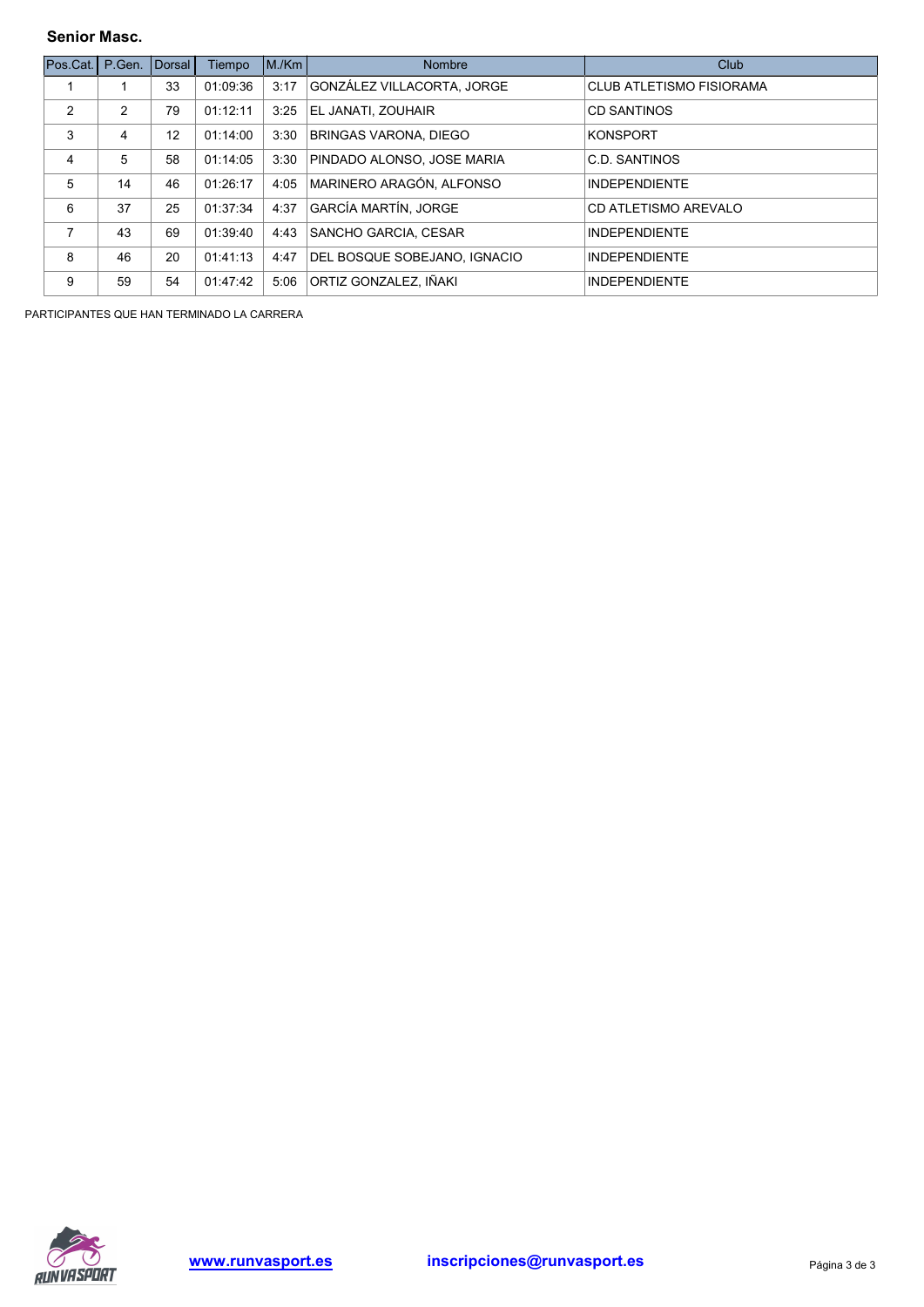**Senior Masc.**

| Pos.Cat. | P.Gen. | Dorsal | Tiempo | M./Km | Nombre | Club |
|---|---|---|---|---|---|---|
| 1 | 1 | 33 | 01:09:36 | 3:17 | GONZÁLEZ VILLACORTA, JORGE | CLUB ATLETISMO FISIORAMA |
| 2 | 2 | 79 | 01:12:11 | 3:25 | EL JANATI, ZOUHAIR | CD SANTINOS |
| 3 | 4 | 12 | 01:14:00 | 3:30 | BRINGAS VARONA, DIEGO | KONSPORT |
| 4 | 5 | 58 | 01:14:05 | 3:30 | PINDADO ALONSO, JOSE MARIA | C.D. SANTINOS |
| 5 | 14 | 46 | 01:26:17 | 4:05 | MARINERO ARAGÓN, ALFONSO | INDEPENDIENTE |
| 6 | 37 | 25 | 01:37:34 | 4:37 | GARCÍA MARTÍN, JORGE | CD ATLETISMO AREVALO |
| 7 | 43 | 69 | 01:39:40 | 4:43 | SANCHO GARCIA, CESAR | INDEPENDIENTE |
| 8 | 46 | 20 | 01:41:13 | 4:47 | DEL BOSQUE SOBEJANO, IGNACIO | INDEPENDIENTE |
| 9 | 59 | 54 | 01:47:42 | 5:06 | ORTIZ GONZALEZ, IÑAKI | INDEPENDIENTE |

PARTICIPANTES QUE HAN TERMINADO LA CARRERA

**www.runvasport.es** **inscripciones@runvasport.es**